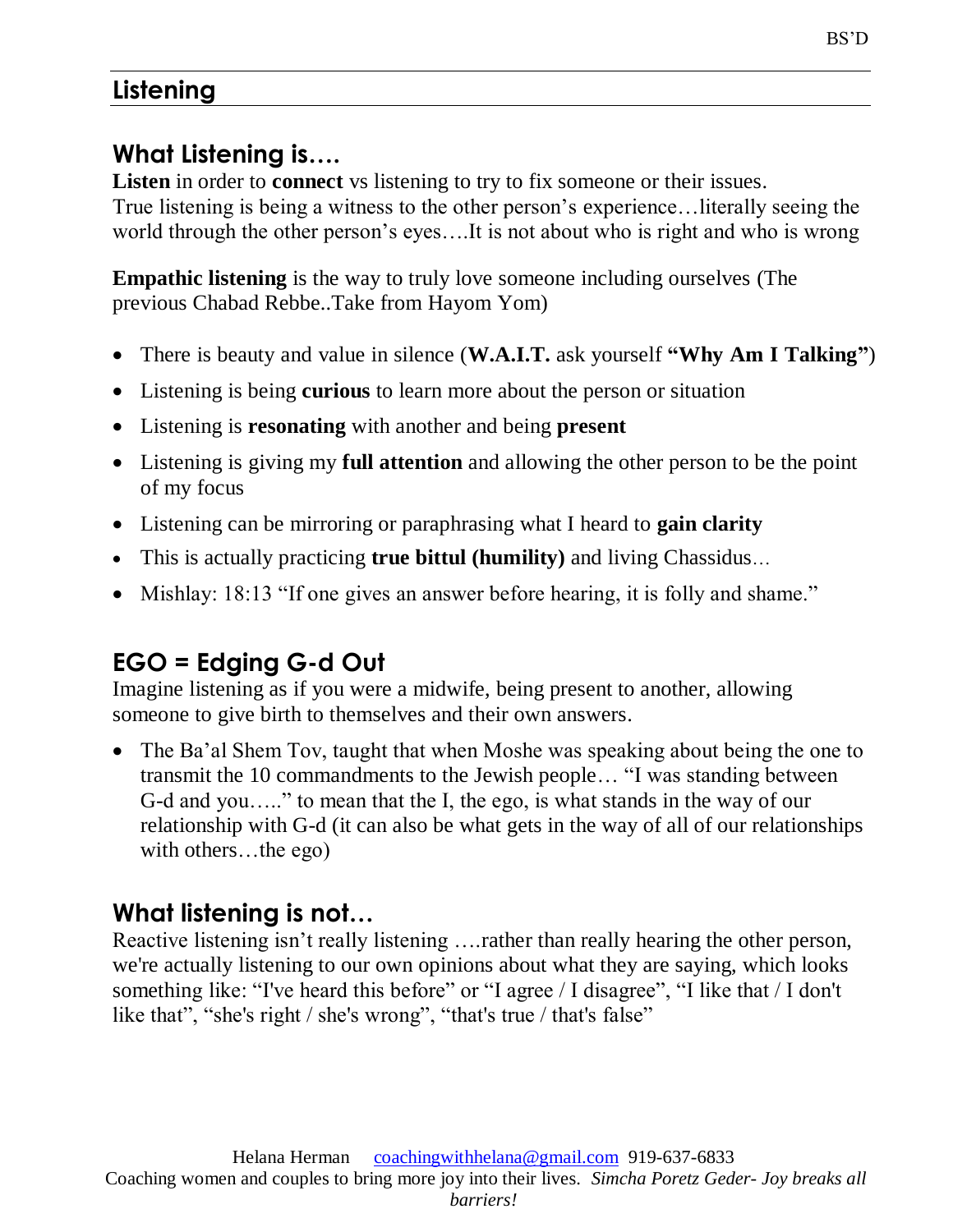BS'D

# Listening

## What Listening is….

**Listen** in order to **connect** vs listening to try to fix someone or their issues.
True listening is being a witness to the other person's experience…literally seeing the world through the other person's eyes….It is not about who is right and who is wrong

**Empathic listening** is the way to truly love someone including ourselves (The previous Chabad Rebbe..Take from Hayom Yom)

- There is beauty and value in silence (**W.A.I.T.** ask yourself **"Why Am I Talking"**)
- Listening is being **curious** to learn more about the person or situation
- Listening is **resonating** with another and being **present**
- Listening is giving my **full attention** and allowing the other person to be the point of my focus
- Listening can be mirroring or paraphrasing what I heard to **gain clarity**
- This is actually practicing **true bittul (humility)** and living Chassidus…
- Mishlay: 18:13 "If one gives an answer before hearing, it is folly and shame."

## EGO = Edging G-d Out

Imagine listening as if you were a midwife, being present to another, allowing someone to give birth to themselves and their own answers.

- The Ba'al Shem Tov, taught that when Moshe was speaking about being the one to transmit the 10 commandments to the Jewish people… "I was standing between G-d and you….." to mean that the I, the ego, is what stands in the way of our relationship with G-d (it can also be what gets in the way of all of our relationships with others…the ego)

## What listening is not…

Reactive listening isn't really listening ….rather than really hearing the other person, we're actually listening to our own opinions about what they are saying, which looks something like: "I've heard this before" or "I agree / I disagree", "I like that / I don't like that", "she's right / she's wrong", "that's true / that's false"

Helana Herman coachingwithhelana@gmail.com 919-637-6833
Coaching women and couples to bring more joy into their lives. *Simcha Poretz Geder- Joy breaks all barriers!*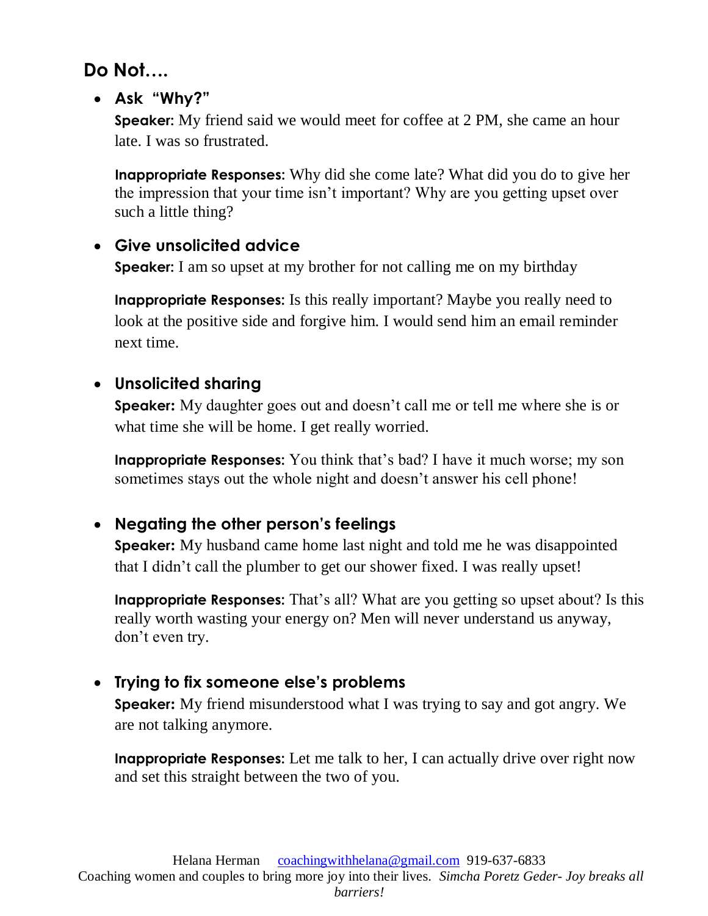## Do Not….

- **Ask "Why?"**

  **Speaker:** My friend said we would meet for coffee at 2 PM, she came an hour late. I was so frustrated.

  **Inappropriate Responses:** Why did she come late? What did you do to give her the impression that your time isn't important? Why are you getting upset over such a little thing?

- **Give unsolicited advice**

  **Speaker:** I am so upset at my brother for not calling me on my birthday

  **Inappropriate Responses:** Is this really important? Maybe you really need to look at the positive side and forgive him. I would send him an email reminder next time.

- **Unsolicited sharing**

  **Speaker:** My daughter goes out and doesn't call me or tell me where she is or what time she will be home. I get really worried.

  **Inappropriate Responses:** You think that's bad? I have it much worse; my son sometimes stays out the whole night and doesn't answer his cell phone!

- **Negating the other person's feelings**

  **Speaker:** My husband came home last night and told me he was disappointed that I didn't call the plumber to get our shower fixed. I was really upset!

  **Inappropriate Responses:** That's all? What are you getting so upset about? Is this really worth wasting your energy on? Men will never understand us anyway, don't even try.

- **Trying to fix someone else's problems**

  **Speaker:** My friend misunderstood what I was trying to say and got angry. We are not talking anymore.

  **Inappropriate Responses:** Let me talk to her, I can actually drive over right now and set this straight between the two of you.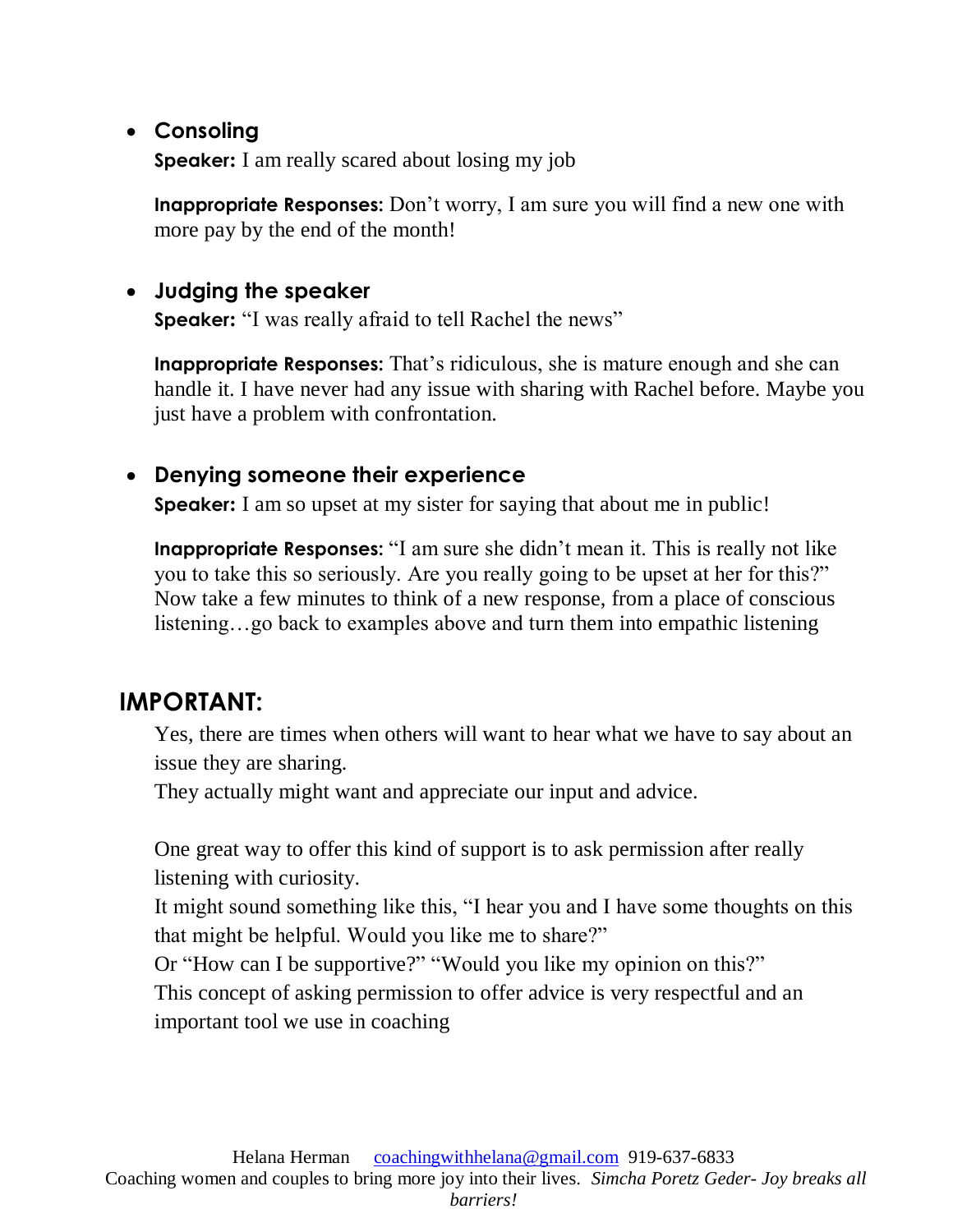- **Consoling**

  **Speaker:** I am really scared about losing my job

  **Inappropriate Responses:** Don't worry, I am sure you will find a new one with more pay by the end of the month!

- **Judging the speaker**

  **Speaker:** "I was really afraid to tell Rachel the news"

  **Inappropriate Responses:** That's ridiculous, she is mature enough and she can handle it. I have never had any issue with sharing with Rachel before. Maybe you just have a problem with confrontation.

- **Denying someone their experience**

  **Speaker:** I am so upset at my sister for saying that about me in public!

  **Inappropriate Responses:** "I am sure she didn't mean it. This is really not like you to take this so seriously. Are you really going to be upset at her for this?" Now take a few minutes to think of a new response, from a place of conscious listening…go back to examples above and turn them into empathic listening

## IMPORTANT:

Yes, there are times when others will want to hear what we have to say about an issue they are sharing.
They actually might want and appreciate our input and advice.

One great way to offer this kind of support is to ask permission after really listening with curiosity.
It might sound something like this, "I hear you and I have some thoughts on this that might be helpful. Would you like me to share?"
Or "How can I be supportive?" "Would you like my opinion on this?"
This concept of asking permission to offer advice is very respectful and an important tool we use in coaching